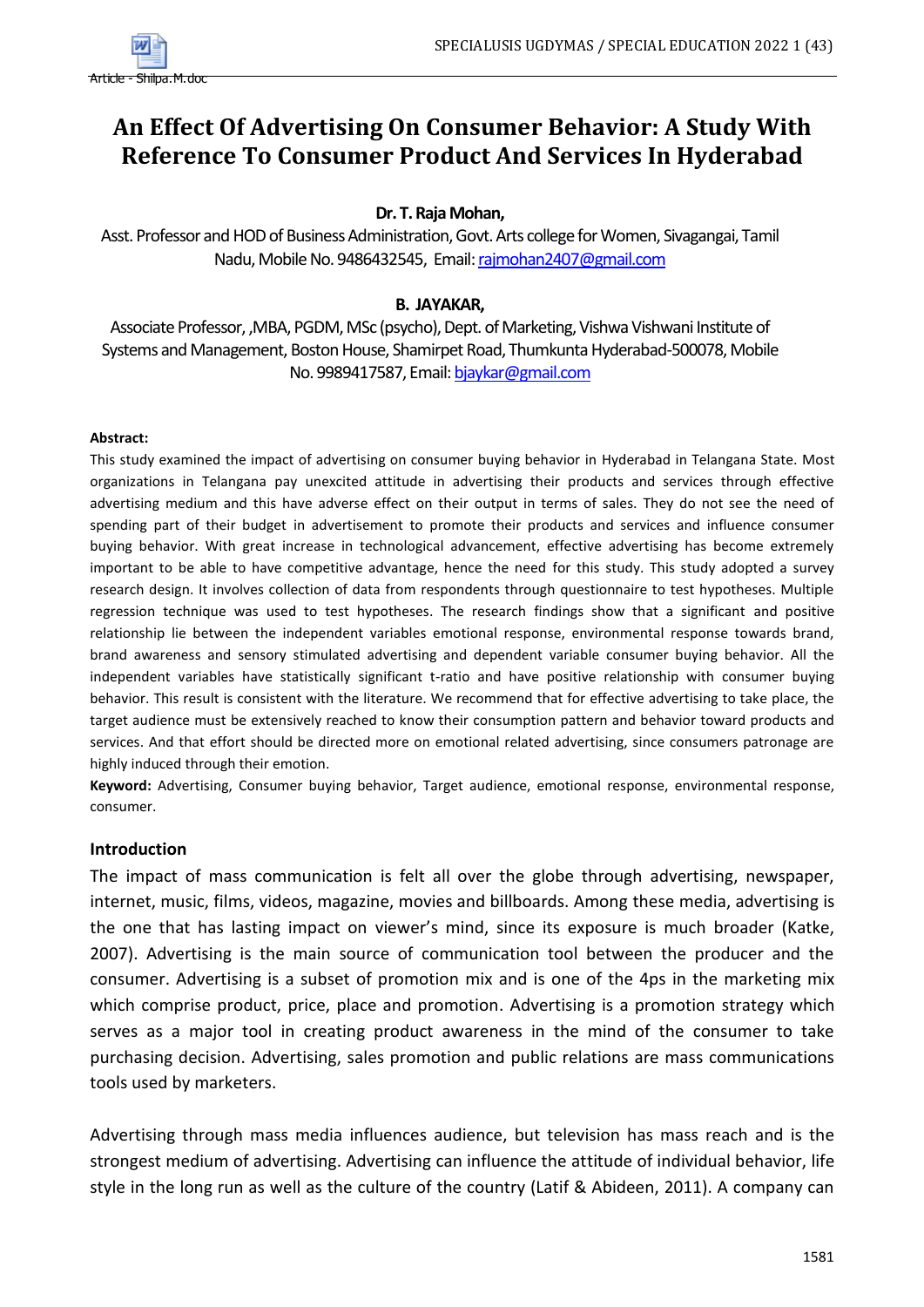# An Effect Of Advertising On Consumer Behavior: A Study With Reference To Consumer Product And Services In Hyderabad

**Dr. T. Raja Mohan,**

Asst. Professor and HOD of Business Administration, Govt. Arts college for Women, Sivagangai, Tamil Nadu, Mobile No. 9486432545, Email: rajmohan2407@gmail.com

**B. JAYAKAR,**

Associate Professor, ,MBA, PGDM, MSc (psycho), Dept. of Marketing, Vishwa Vishwani Institute of Systems and Management, Boston House, Shamirpet Road, Thumkunta Hyderabad-500078, Mobile No. 9989417587, Email: bjaykar@gmail.com

**Abstract:**

This study examined the impact of advertising on consumer buying behavior in Hyderabad in Telangana State. Most organizations in Telangana pay unexcited attitude in advertising their products and services through effective advertising medium and this have adverse effect on their output in terms of sales. They do not see the need of spending part of their budget in advertisement to promote their products and services and influence consumer buying behavior. With great increase in technological advancement, effective advertising has become extremely important to be able to have competitive advantage, hence the need for this study. This study adopted a survey research design. It involves collection of data from respondents through questionnaire to test hypotheses. Multiple regression technique was used to test hypotheses. The research findings show that a significant and positive relationship lie between the independent variables emotional response, environmental response towards brand, brand awareness and sensory stimulated advertising and dependent variable consumer buying behavior. All the independent variables have statistically significant t-ratio and have positive relationship with consumer buying behavior. This result is consistent with the literature. We recommend that for effective advertising to take place, the target audience must be extensively reached to know their consumption pattern and behavior toward products and services. And that effort should be directed more on emotional related advertising, since consumers patronage are highly induced through their emotion.

**Keyword:** Advertising, Consumer buying behavior, Target audience, emotional response, environmental response, consumer.

## Introduction

The impact of mass communication is felt all over the globe through advertising, newspaper, internet, music, films, videos, magazine, movies and billboards. Among these media, advertising is the one that has lasting impact on viewer's mind, since its exposure is much broader (Katke, 2007). Advertising is the main source of communication tool between the producer and the consumer. Advertising is a subset of promotion mix and is one of the 4ps in the marketing mix which comprise product, price, place and promotion. Advertising is a promotion strategy which serves as a major tool in creating product awareness in the mind of the consumer to take purchasing decision. Advertising, sales promotion and public relations are mass communications tools used by marketers.

Advertising through mass media influences audience, but television has mass reach and is the strongest medium of advertising. Advertising can influence the attitude of individual behavior, life style in the long run as well as the culture of the country (Latif & Abideen, 2011). A company can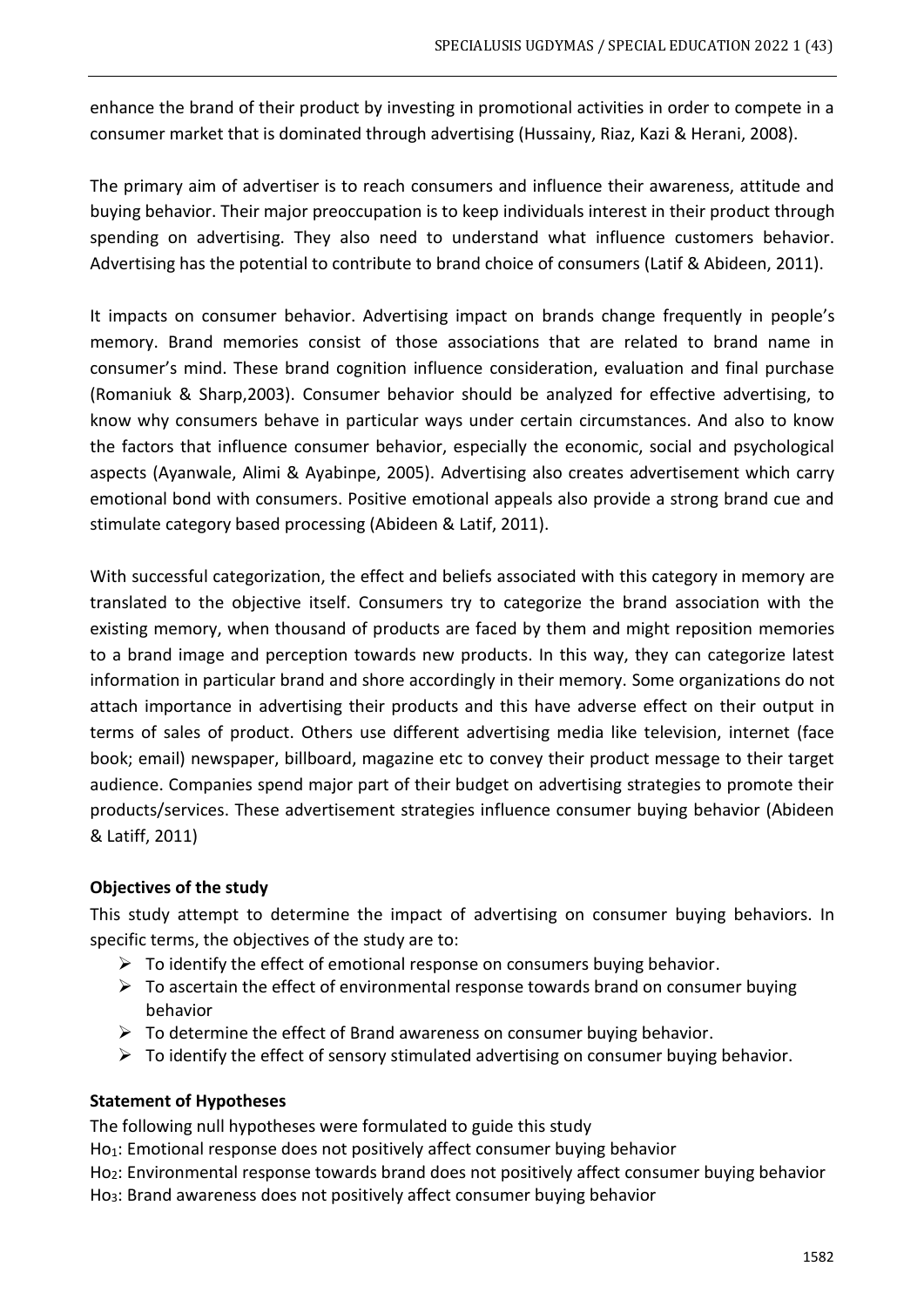enhance the brand of their product by investing in promotional activities in order to compete in a consumer market that is dominated through advertising (Hussainy, Riaz, Kazi & Herani, 2008).

The primary aim of advertiser is to reach consumers and influence their awareness, attitude and buying behavior. Their major preoccupation is to keep individuals interest in their product through spending on advertising. They also need to understand what influence customers behavior. Advertising has the potential to contribute to brand choice of consumers (Latif & Abideen, 2011).

It impacts on consumer behavior. Advertising impact on brands change frequently in people's memory. Brand memories consist of those associations that are related to brand name in consumer's mind. These brand cognition influence consideration, evaluation and final purchase (Romaniuk & Sharp,2003). Consumer behavior should be analyzed for effective advertising, to know why consumers behave in particular ways under certain circumstances. And also to know the factors that influence consumer behavior, especially the economic, social and psychological aspects (Ayanwale, Alimi & Ayabinpe, 2005). Advertising also creates advertisement which carry emotional bond with consumers. Positive emotional appeals also provide a strong brand cue and stimulate category based processing (Abideen & Latif, 2011).

With successful categorization, the effect and beliefs associated with this category in memory are translated to the objective itself. Consumers try to categorize the brand association with the existing memory, when thousand of products are faced by them and might reposition memories to a brand image and perception towards new products. In this way, they can categorize latest information in particular brand and shore accordingly in their memory. Some organizations do not attach importance in advertising their products and this have adverse effect on their output in terms of sales of product. Others use different advertising media like television, internet (face book; email) newspaper, billboard, magazine etc to convey their product message to their target audience. Companies spend major part of their budget on advertising strategies to promote their products/services. These advertisement strategies influence consumer buying behavior (Abideen & Latiff, 2011)

**Objectives of the study**

This study attempt to determine the impact of advertising on consumer buying behaviors. In specific terms, the objectives of the study are to:

- To identify the effect of emotional response on consumers buying behavior.
- To ascertain the effect of environmental response towards brand on consumer buying behavior
- To determine the effect of Brand awareness on consumer buying behavior.
- To identify the effect of sensory stimulated advertising on consumer buying behavior.

**Statement of Hypotheses**

The following null hypotheses were formulated to guide this study

$Ho_1$: Emotional response does not positively affect consumer buying behavior

$Ho_2$: Environmental response towards brand does not positively affect consumer buying behavior

$Ho_3$: Brand awareness does not positively affect consumer buying behavior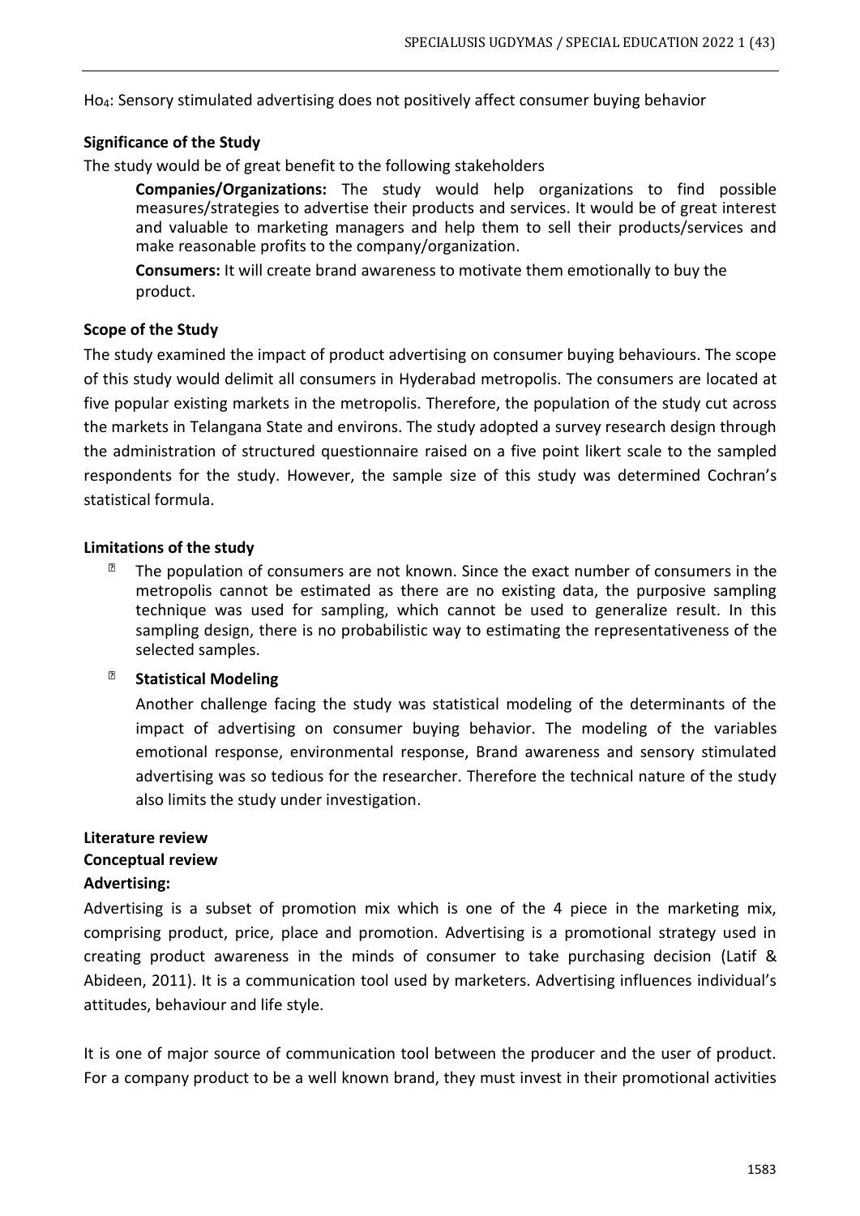$Ho_4$: Sensory stimulated advertising does not positively affect consumer buying behavior

**Significance of the Study**

The study would be of great benefit to the following stakeholders

**Companies/Organizations:** The study would help organizations to find possible measures/strategies to advertise their products and services. It would be of great interest and valuable to marketing managers and help them to sell their products/services and make reasonable profits to the company/organization.

**Consumers:** It will create brand awareness to motivate them emotionally to buy the product.

**Scope of the Study**

The study examined the impact of product advertising on consumer buying behaviours. The scope of this study would delimit all consumers in Hyderabad metropolis. The consumers are located at five popular existing markets in the metropolis. Therefore, the population of the study cut across the markets in Telangana State and environs. The study adopted a survey research design through the administration of structured questionnaire raised on a five point likert scale to the sampled respondents for the study. However, the sample size of this study was determined Cochran's statistical formula.

**Limitations of the study**

- The population of consumers are not known. Since the exact number of consumers in the metropolis cannot be estimated as there are no existing data, the purposive sampling technique was used for sampling, which cannot be used to generalize result. In this sampling design, there is no probabilistic way to estimating the representativeness of the selected samples.
- **Statistical Modeling**

  Another challenge facing the study was statistical modeling of the determinants of the impact of advertising on consumer buying behavior. The modeling of the variables emotional response, environmental response, Brand awareness and sensory stimulated advertising was so tedious for the researcher. Therefore the technical nature of the study also limits the study under investigation.

**Literature review**

**Conceptual review**

**Advertising:**

Advertising is a subset of promotion mix which is one of the 4 piece in the marketing mix, comprising product, price, place and promotion. Advertising is a promotional strategy used in creating product awareness in the minds of consumer to take purchasing decision (Latif & Abideen, 2011). It is a communication tool used by marketers. Advertising influences individual's attitudes, behaviour and life style.

It is one of major source of communication tool between the producer and the user of product. For a company product to be a well known brand, they must invest in their promotional activities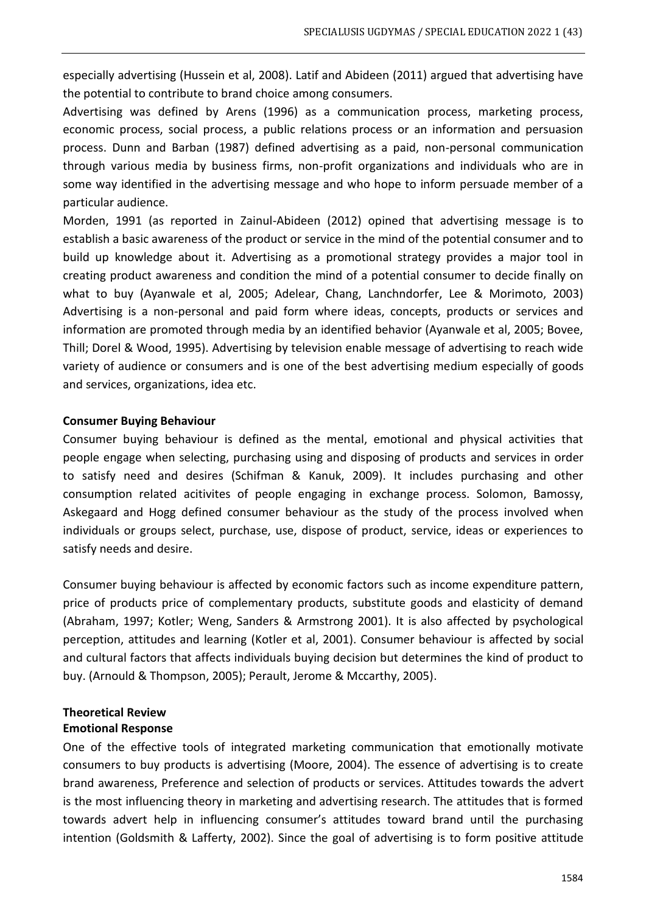especially advertising (Hussein et al, 2008). Latif and Abideen (2011) argued that advertising have the potential to contribute to brand choice among consumers.

Advertising was defined by Arens (1996) as a communication process, marketing process, economic process, social process, a public relations process or an information and persuasion process. Dunn and Barban (1987) defined advertising as a paid, non-personal communication through various media by business firms, non-profit organizations and individuals who are in some way identified in the advertising message and who hope to inform persuade member of a particular audience.

Morden, 1991 (as reported in Zainul-Abideen (2012) opined that advertising message is to establish a basic awareness of the product or service in the mind of the potential consumer and to build up knowledge about it. Advertising as a promotional strategy provides a major tool in creating product awareness and condition the mind of a potential consumer to decide finally on what to buy (Ayanwale et al, 2005; Adelear, Chang, Lanchndorfer, Lee & Morimoto, 2003) Advertising is a non-personal and paid form where ideas, concepts, products or services and information are promoted through media by an identified behavior (Ayanwale et al, 2005; Bovee, Thill; Dorel & Wood, 1995). Advertising by television enable message of advertising to reach wide variety of audience or consumers and is one of the best advertising medium especially of goods and services, organizations, idea etc.

**Consumer Buying Behaviour**

Consumer buying behaviour is defined as the mental, emotional and physical activities that people engage when selecting, purchasing using and disposing of products and services in order to satisfy need and desires (Schifman & Kanuk, 2009). It includes purchasing and other consumption related acitivites of people engaging in exchange process. Solomon, Bamossy, Askegaard and Hogg defined consumer behaviour as the study of the process involved when individuals or groups select, purchase, use, dispose of product, service, ideas or experiences to satisfy needs and desire.

Consumer buying behaviour is affected by economic factors such as income expenditure pattern, price of products price of complementary products, substitute goods and elasticity of demand (Abraham, 1997; Kotler; Weng, Sanders & Armstrong 2001). It is also affected by psychological perception, attitudes and learning (Kotler et al, 2001). Consumer behaviour is affected by social and cultural factors that affects individuals buying decision but determines the kind of product to buy. (Arnould & Thompson, 2005); Perault, Jerome & Mccarthy, 2005).

**Theoretical Review**

**Emotional Response**

One of the effective tools of integrated marketing communication that emotionally motivate consumers to buy products is advertising (Moore, 2004). The essence of advertising is to create brand awareness, Preference and selection of products or services. Attitudes towards the advert is the most influencing theory in marketing and advertising research. The attitudes that is formed towards advert help in influencing consumer's attitudes toward brand until the purchasing intention (Goldsmith & Lafferty, 2002). Since the goal of advertising is to form positive attitude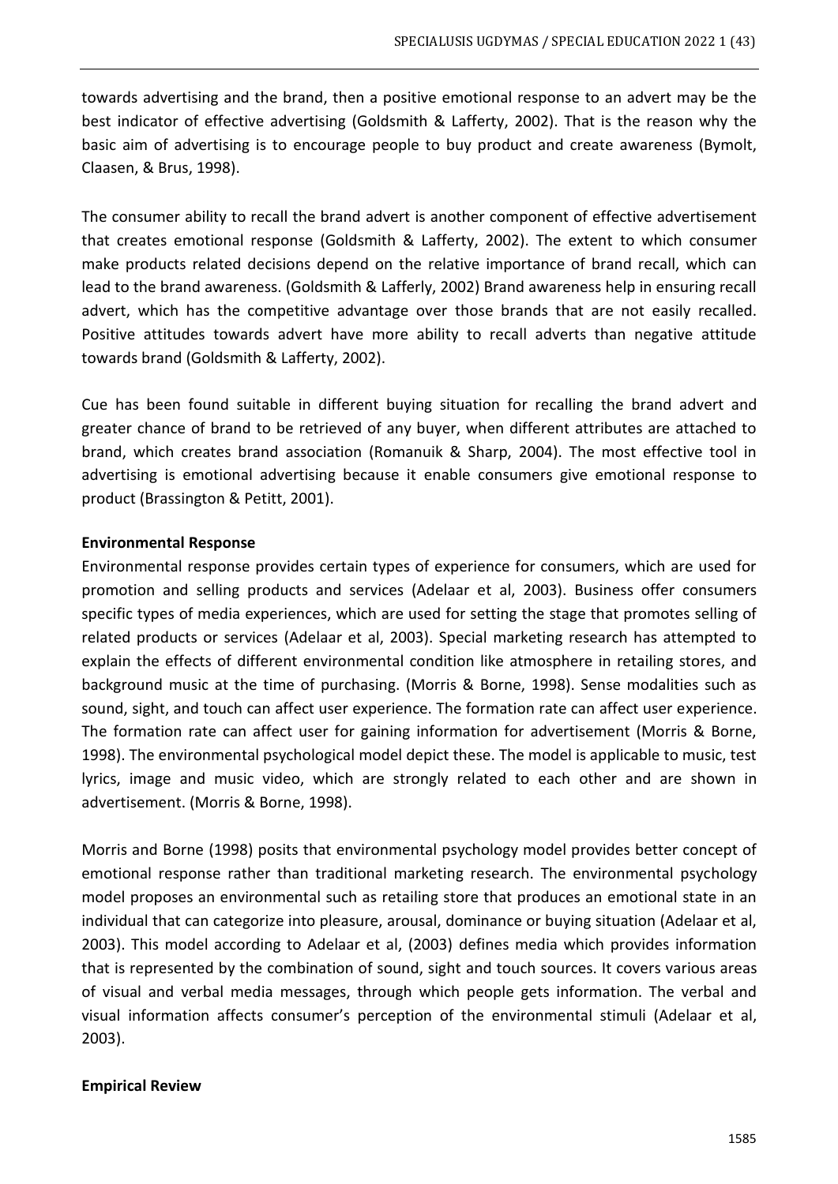towards advertising and the brand, then a positive emotional response to an advert may be the best indicator of effective advertising (Goldsmith & Lafferty, 2002). That is the reason why the basic aim of advertising is to encourage people to buy product and create awareness (Bymolt, Claasen, & Brus, 1998).

The consumer ability to recall the brand advert is another component of effective advertisement that creates emotional response (Goldsmith & Lafferty, 2002). The extent to which consumer make products related decisions depend on the relative importance of brand recall, which can lead to the brand awareness. (Goldsmith & Lafferly, 2002) Brand awareness help in ensuring recall advert, which has the competitive advantage over those brands that are not easily recalled. Positive attitudes towards advert have more ability to recall adverts than negative attitude towards brand (Goldsmith & Lafferty, 2002).

Cue has been found suitable in different buying situation for recalling the brand advert and greater chance of brand to be retrieved of any buyer, when different attributes are attached to brand, which creates brand association (Romanuik & Sharp, 2004). The most effective tool in advertising is emotional advertising because it enable consumers give emotional response to product (Brassington & Petitt, 2001).

**Environmental Response**

Environmental response provides certain types of experience for consumers, which are used for promotion and selling products and services (Adelaar et al, 2003). Business offer consumers specific types of media experiences, which are used for setting the stage that promotes selling of related products or services (Adelaar et al, 2003). Special marketing research has attempted to explain the effects of different environmental condition like atmosphere in retailing stores, and background music at the time of purchasing. (Morris & Borne, 1998). Sense modalities such as sound, sight, and touch can affect user experience. The formation rate can affect user experience. The formation rate can affect user for gaining information for advertisement (Morris & Borne, 1998). The environmental psychological model depict these. The model is applicable to music, test lyrics, image and music video, which are strongly related to each other and are shown in advertisement. (Morris & Borne, 1998).

Morris and Borne (1998) posits that environmental psychology model provides better concept of emotional response rather than traditional marketing research. The environmental psychology model proposes an environmental such as retailing store that produces an emotional state in an individual that can categorize into pleasure, arousal, dominance or buying situation (Adelaar et al, 2003). This model according to Adelaar et al, (2003) defines media which provides information that is represented by the combination of sound, sight and touch sources. It covers various areas of visual and verbal media messages, through which people gets information. The verbal and visual information affects consumer's perception of the environmental stimuli (Adelaar et al, 2003).

**Empirical Review**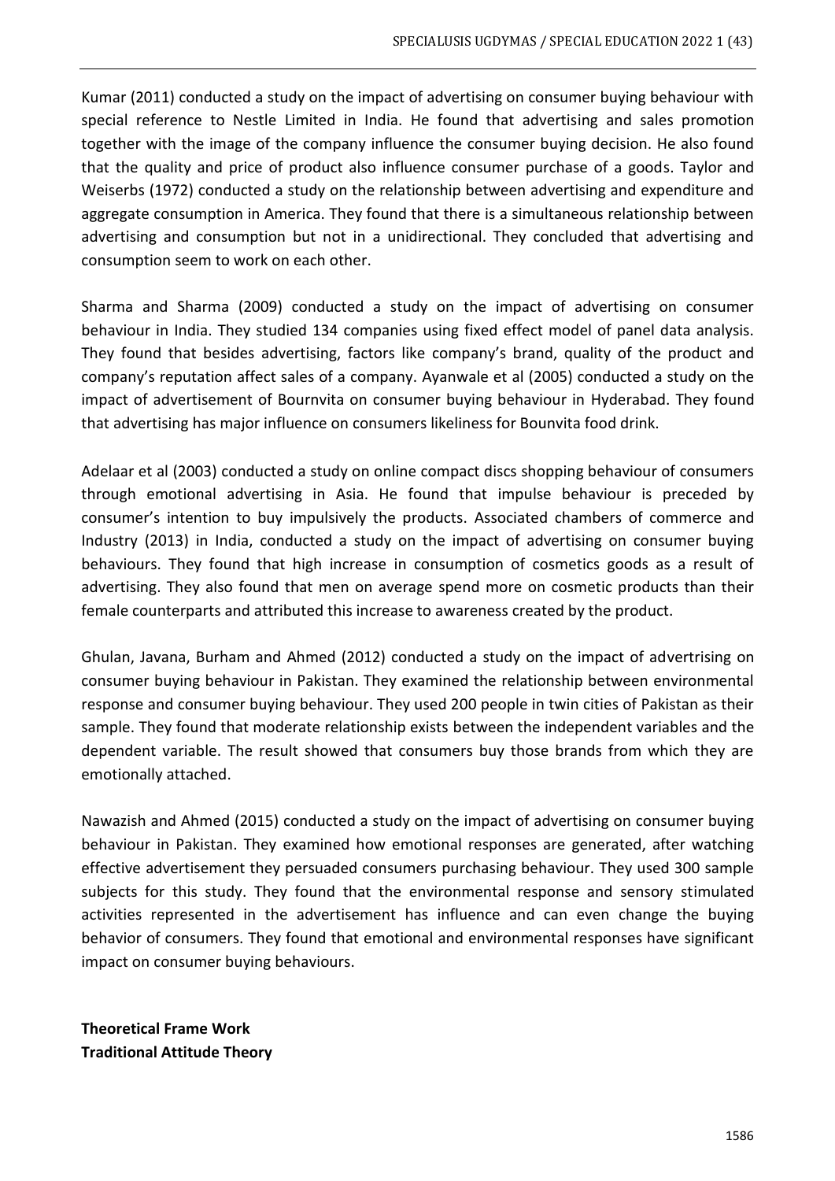Kumar (2011) conducted a study on the impact of advertising on consumer buying behaviour with special reference to Nestle Limited in India. He found that advertising and sales promotion together with the image of the company influence the consumer buying decision. He also found that the quality and price of product also influence consumer purchase of a goods. Taylor and Weiserbs (1972) conducted a study on the relationship between advertising and expenditure and aggregate consumption in America. They found that there is a simultaneous relationship between advertising and consumption but not in a unidirectional. They concluded that advertising and consumption seem to work on each other.

Sharma and Sharma (2009) conducted a study on the impact of advertising on consumer behaviour in India. They studied 134 companies using fixed effect model of panel data analysis. They found that besides advertising, factors like company's brand, quality of the product and company's reputation affect sales of a company. Ayanwale et al (2005) conducted a study on the impact of advertisement of Bournvita on consumer buying behaviour in Hyderabad. They found that advertising has major influence on consumers likeliness for Bounvita food drink.

Adelaar et al (2003) conducted a study on online compact discs shopping behaviour of consumers through emotional advertising in Asia. He found that impulse behaviour is preceded by consumer's intention to buy impulsively the products. Associated chambers of commerce and Industry (2013) in India, conducted a study on the impact of advertising on consumer buying behaviours. They found that high increase in consumption of cosmetics goods as a result of advertising. They also found that men on average spend more on cosmetic products than their female counterparts and attributed this increase to awareness created by the product.

Ghulan, Javana, Burham and Ahmed (2012) conducted a study on the impact of advertrising on consumer buying behaviour in Pakistan. They examined the relationship between environmental response and consumer buying behaviour. They used 200 people in twin cities of Pakistan as their sample. They found that moderate relationship exists between the independent variables and the dependent variable. The result showed that consumers buy those brands from which they are emotionally attached.

Nawazish and Ahmed (2015) conducted a study on the impact of advertising on consumer buying behaviour in Pakistan. They examined how emotional responses are generated, after watching effective advertisement they persuaded consumers purchasing behaviour. They used 300 sample subjects for this study. They found that the environmental response and sensory stimulated activities represented in the advertisement has influence and can even change the buying behavior of consumers. They found that emotional and environmental responses have significant impact on consumer buying behaviours.

**Theoretical Frame Work**

**Traditional Attitude Theory**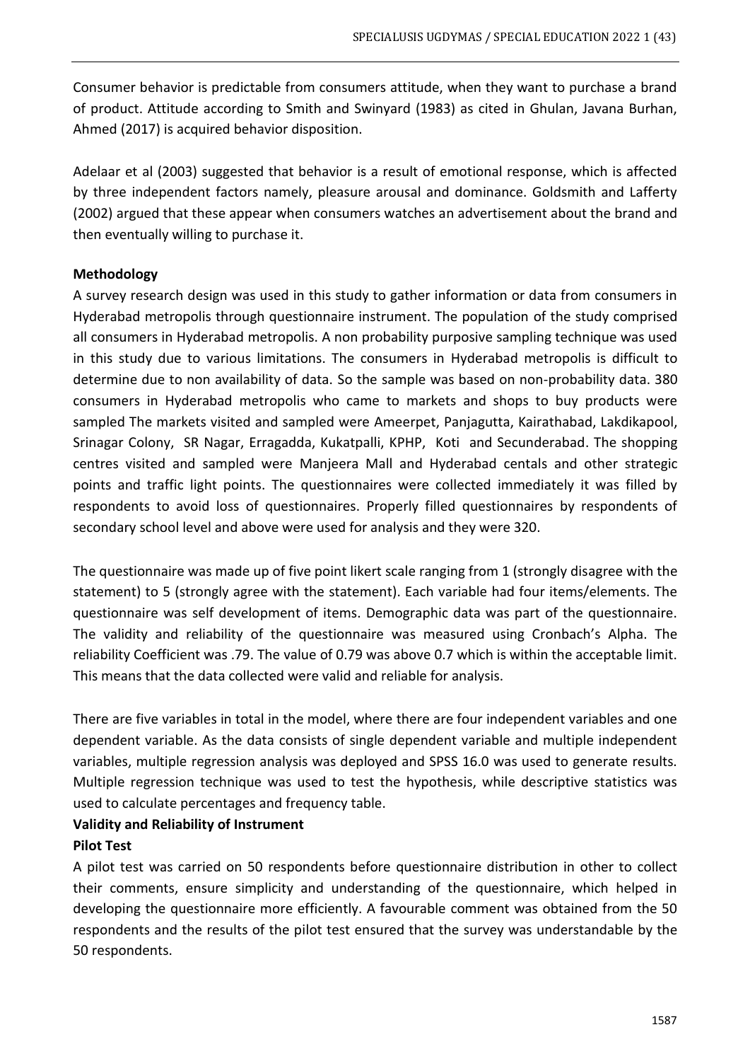Consumer behavior is predictable from consumers attitude, when they want to purchase a brand of product. Attitude according to Smith and Swinyard (1983) as cited in Ghulan, Javana Burhan, Ahmed (2017) is acquired behavior disposition.

Adelaar et al (2003) suggested that behavior is a result of emotional response, which is affected by three independent factors namely, pleasure arousal and dominance. Goldsmith and Lafferty (2002) argued that these appear when consumers watches an advertisement about the brand and then eventually willing to purchase it.

**Methodology**

A survey research design was used in this study to gather information or data from consumers in Hyderabad metropolis through questionnaire instrument. The population of the study comprised all consumers in Hyderabad metropolis. A non probability purposive sampling technique was used in this study due to various limitations. The consumers in Hyderabad metropolis is difficult to determine due to non availability of data. So the sample was based on non-probability data. 380 consumers in Hyderabad metropolis who came to markets and shops to buy products were sampled The markets visited and sampled were Ameerpet, Panjagutta, Kairathabad, Lakdikapool, Srinagar Colony, SR Nagar, Erragadda, Kukatpalli, KPHP, Koti and Secunderabad. The shopping centres visited and sampled were Manjeera Mall and Hyderabad centals and other strategic points and traffic light points. The questionnaires were collected immediately it was filled by respondents to avoid loss of questionnaires. Properly filled questionnaires by respondents of secondary school level and above were used for analysis and they were 320.

The questionnaire was made up of five point likert scale ranging from 1 (strongly disagree with the statement) to 5 (strongly agree with the statement). Each variable had four items/elements. The questionnaire was self development of items. Demographic data was part of the questionnaire. The validity and reliability of the questionnaire was measured using Cronbach's Alpha. The reliability Coefficient was .79. The value of 0.79 was above 0.7 which is within the acceptable limit. This means that the data collected were valid and reliable for analysis.

There are five variables in total in the model, where there are four independent variables and one dependent variable. As the data consists of single dependent variable and multiple independent variables, multiple regression analysis was deployed and SPSS 16.0 was used to generate results. Multiple regression technique was used to test the hypothesis, while descriptive statistics was used to calculate percentages and frequency table.

**Validity and Reliability of Instrument**

**Pilot Test**

A pilot test was carried on 50 respondents before questionnaire distribution in other to collect their comments, ensure simplicity and understanding of the questionnaire, which helped in developing the questionnaire more efficiently. A favourable comment was obtained from the 50 respondents and the results of the pilot test ensured that the survey was understandable by the 50 respondents.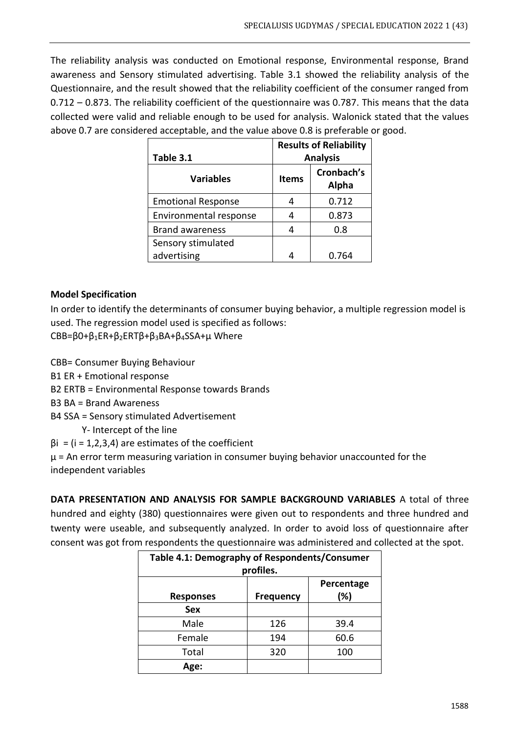The reliability analysis was conducted on Emotional response, Environmental response, Brand awareness and Sensory stimulated advertising. Table 3.1 showed the reliability analysis of the Questionnaire, and the result showed that the reliability coefficient of the consumer ranged from 0.712 – 0.873. The reliability coefficient of the questionnaire was 0.787. This means that the data collected were valid and reliable enough to be used for analysis. Walonick stated that the values above 0.7 are considered acceptable, and the value above 0.8 is preferable or good.

| **Table 3.1** | **Results of Reliability Analysis** | |
|---|---|---|
| **Variables** | **Items** | **Cronbach's Alpha** |
| Emotional Response | 4 | 0.712 |
| Environmental response | 4 | 0.873 |
| Brand awareness | 4 | 0.8 |
| Sensory stimulated advertising | 4 | 0.764 |

**Model Specification**

In order to identify the determinants of consumer buying behavior, a multiple regression model is used. The regression model used is specified as follows:

$CBB=\beta 0+\beta_1 ER+\beta_2 ERT\beta+\beta_3 BA+\beta_4 SSA+\mu$ Where

CBB= Consumer Buying Behaviour

B1 ER + Emotional response

B2 ERTB = Environmental Response towards Brands

B3 BA = Brand Awareness

B4 SSA = Sensory stimulated Advertisement

Y- Intercept of the line

$\beta i$ = (i = 1,2,3,4) are estimates of the coefficient

$\mu$ = An error term measuring variation in consumer buying behavior unaccounted for the independent variables

**DATA PRESENTATION AND ANALYSIS FOR SAMPLE BACKGROUND VARIABLES** A total of three hundred and eighty (380) questionnaires were given out to respondents and three hundred and twenty were useable, and subsequently analyzed. In order to avoid loss of questionnaire after consent was got from respondents the questionnaire was administered and collected at the spot.

| **Table 4.1: Demography of Respondents/Consumer profiles.** | | |
|---|---|---|
| **Responses** | **Frequency** | **Percentage (%)** |
| **Sex** | | |
| Male | 126 | 39.4 |
| Female | 194 | 60.6 |
| Total | 320 | 100 |
| **Age:** | | |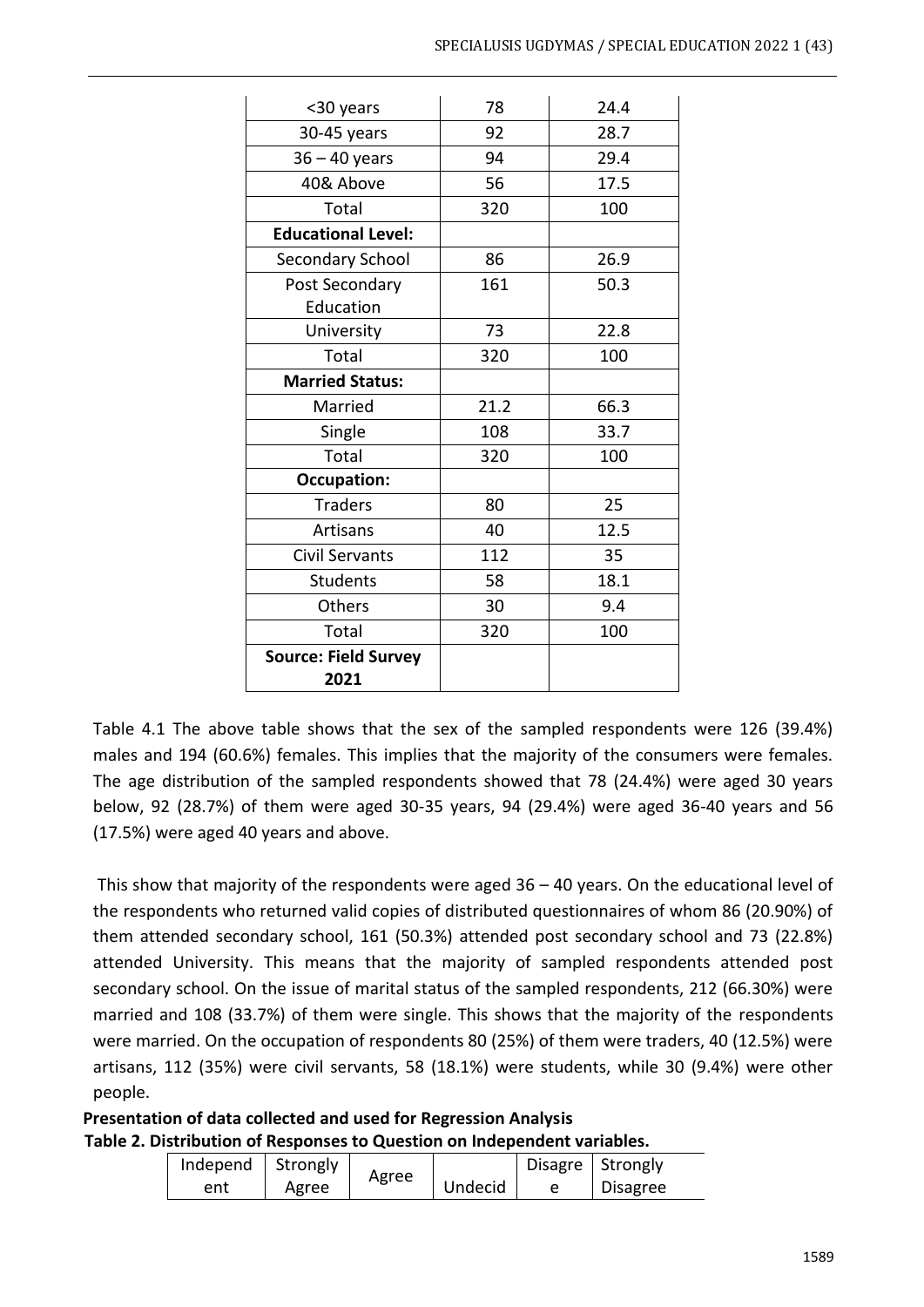| | | |
|---|---|---|
| <30 years | 78 | 24.4 |
| 30-45 years | 92 | 28.7 |
| 36 – 40 years | 94 | 29.4 |
| 40& Above | 56 | 17.5 |
| Total | 320 | 100 |
| **Educational Level:** | | |
| Secondary School | 86 | 26.9 |
| Post Secondary Education | 161 | 50.3 |
| University | 73 | 22.8 |
| Total | 320 | 100 |
| **Married Status:** | | |
| Married | 21.2 | 66.3 |
| Single | 108 | 33.7 |
| Total | 320 | 100 |
| **Occupation:** | | |
| Traders | 80 | 25 |
| Artisans | 40 | 12.5 |
| Civil Servants | 112 | 35 |
| Students | 58 | 18.1 |
| Others | 30 | 9.4 |
| Total | 320 | 100 |
| **Source: Field Survey 2021** | | |

Table 4.1 The above table shows that the sex of the sampled respondents were 126 (39.4%) males and 194 (60.6%) females. This implies that the majority of the consumers were females. The age distribution of the sampled respondents showed that 78 (24.4%) were aged 30 years below, 92 (28.7%) of them were aged 30-35 years, 94 (29.4%) were aged 36-40 years and 56 (17.5%) were aged 40 years and above.

This show that majority of the respondents were aged 36 – 40 years. On the educational level of the respondents who returned valid copies of distributed questionnaires of whom 86 (20.90%) of them attended secondary school, 161 (50.3%) attended post secondary school and 73 (22.8%) attended University. This means that the majority of sampled respondents attended post secondary school. On the issue of marital status of the sampled respondents, 212 (66.30%) were married and 108 (33.7%) of them were single. This shows that the majority of the respondents were married. On the occupation of respondents 80 (25%) of them were traders, 40 (12.5%) were artisans, 112 (35%) were civil servants, 58 (18.1%) were students, while 30 (9.4%) were other people.

**Presentation of data collected and used for Regression Analysis**

**Table 2. Distribution of Responses to Question on Independent variables.**

| Independent | Strongly Agree | Agree | Undecid | Disagree | Strongly Disagree |
|---|---|---|---|---|---|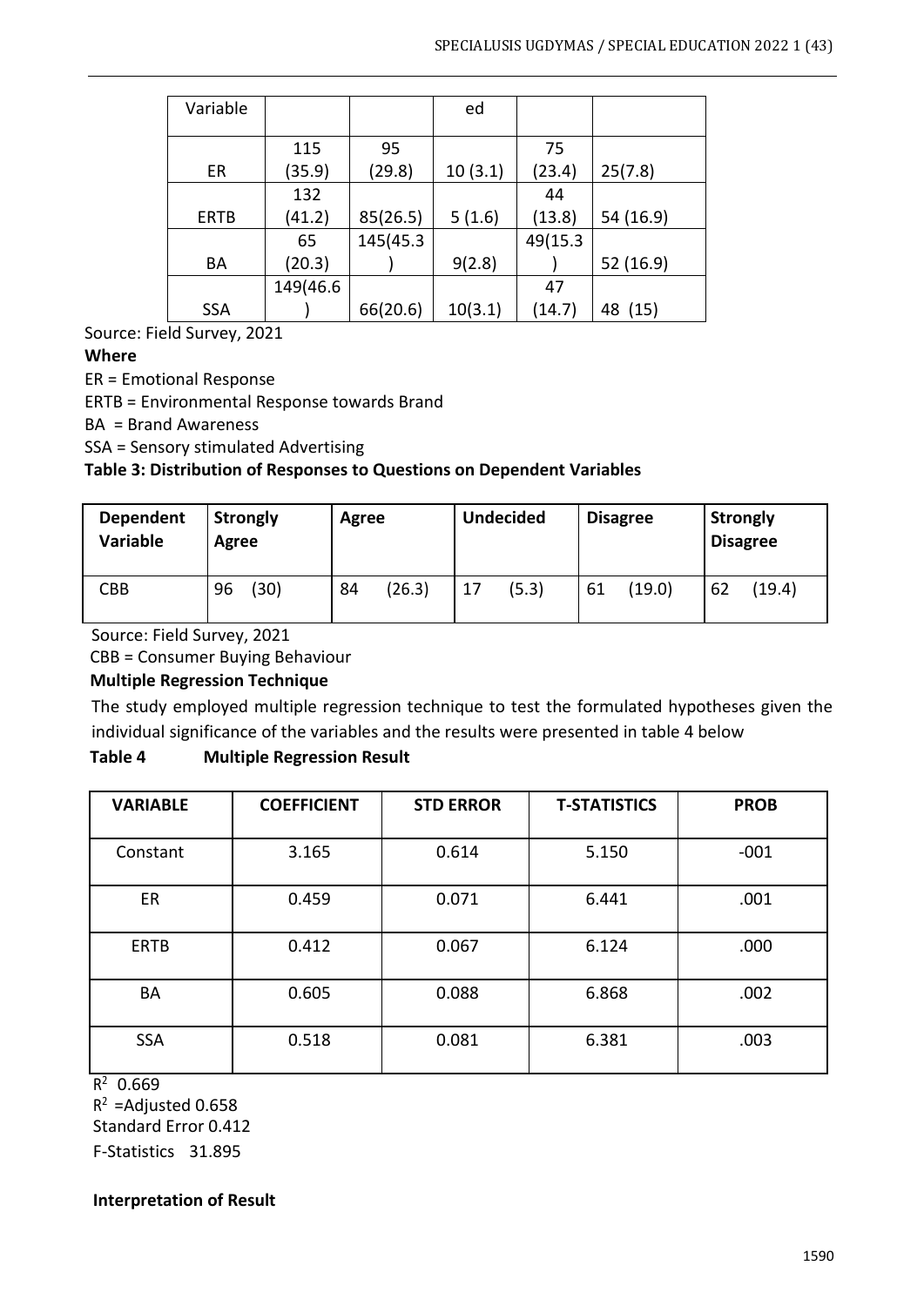| Variable | | | ed | | |
|---|---|---|---|---|---|
| ER | 115 (35.9) | 95 (29.8) | 10 (3.1) | 75 (23.4) | 25(7.8) |
| ERTB | 132 (41.2) | 85(26.5) | 5 (1.6) | 44 (13.8) | 54 (16.9) |
| BA | 65 (20.3) | 145(45.3) | 9(2.8) | 49(15.3) | 52 (16.9) |
| SSA | 149(46.6) | 66(20.6) | 10(3.1) | 47 (14.7) | 48 (15) |

Source: Field Survey, 2021

**Where**

ER = Emotional Response

ERTB = Environmental Response towards Brand

BA = Brand Awareness

SSA = Sensory stimulated Advertising

**Table 3: Distribution of Responses to Questions on Dependent Variables**

| Dependent Variable | Strongly Agree | Agree | Undecided | Disagree | Strongly Disagree |
|---|---|---|---|---|---|
| CBB | 96 (30) | 84 (26.3) | 17 (5.3) | 61 (19.0) | 62 (19.4) |

Source: Field Survey, 2021

CBB = Consumer Buying Behaviour

**Multiple Regression Technique**

The study employed multiple regression technique to test the formulated hypotheses given the individual significance of the variables and the results were presented in table 4 below

**Table 4 Multiple Regression Result**

| VARIABLE | COEFFICIENT | STD ERROR | T-STATISTICS | PROB |
|---|---|---|---|---|
| Constant | 3.165 | 0.614 | 5.150 | -001 |
| ER | 0.459 | 0.071 | 6.441 | .001 |
| ERTB | 0.412 | 0.067 | 6.124 | .000 |
| BA | 0.605 | 0.088 | 6.868 | .002 |
| SSA | 0.518 | 0.081 | 6.381 | .003 |

$R^2$ 0.669

$R^2$ =Adjusted 0.658

Standard Error 0.412

F-Statistics 31.895

**Interpretation of Result**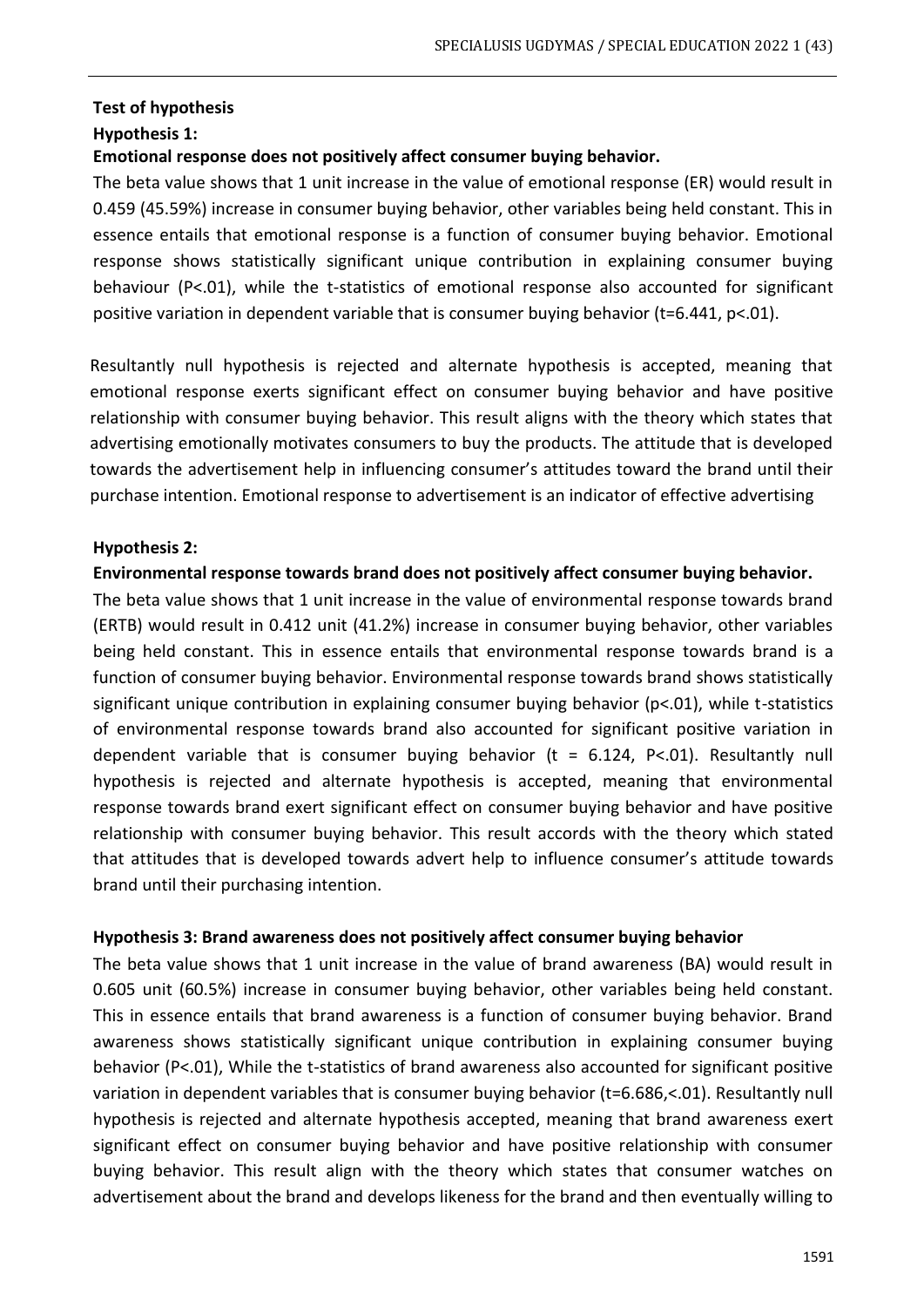**Test of hypothesis**

**Hypothesis 1:**

**Emotional response does not positively affect consumer buying behavior.**

The beta value shows that 1 unit increase in the value of emotional response (ER) would result in 0.459 (45.59%) increase in consumer buying behavior, other variables being held constant. This in essence entails that emotional response is a function of consumer buying behavior. Emotional response shows statistically significant unique contribution in explaining consumer buying behaviour ($P<.01$), while the t-statistics of emotional response also accounted for significant positive variation in dependent variable that is consumer buying behavior ($t=6.441$, $p<.01$).

Resultantly null hypothesis is rejected and alternate hypothesis is accepted, meaning that emotional response exerts significant effect on consumer buying behavior and have positive relationship with consumer buying behavior. This result aligns with the theory which states that advertising emotionally motivates consumers to buy the products. The attitude that is developed towards the advertisement help in influencing consumer's attitudes toward the brand until their purchase intention. Emotional response to advertisement is an indicator of effective advertising

**Hypothesis 2:**

**Environmental response towards brand does not positively affect consumer buying behavior.**

The beta value shows that 1 unit increase in the value of environmental response towards brand (ERTB) would result in 0.412 unit (41.2%) increase in consumer buying behavior, other variables being held constant. This in essence entails that environmental response towards brand is a function of consumer buying behavior. Environmental response towards brand shows statistically significant unique contribution in explaining consumer buying behavior ($p<.01$), while t-statistics of environmental response towards brand also accounted for significant positive variation in dependent variable that is consumer buying behavior ($t = 6.124$, $P<.01$). Resultantly null hypothesis is rejected and alternate hypothesis is accepted, meaning that environmental response towards brand exert significant effect on consumer buying behavior and have positive relationship with consumer buying behavior. This result accords with the theory which stated that attitudes that is developed towards advert help to influence consumer's attitude towards brand until their purchasing intention.

**Hypothesis 3: Brand awareness does not positively affect consumer buying behavior**

The beta value shows that 1 unit increase in the value of brand awareness (BA) would result in 0.605 unit (60.5%) increase in consumer buying behavior, other variables being held constant. This in essence entails that brand awareness is a function of consumer buying behavior. Brand awareness shows statistically significant unique contribution in explaining consumer buying behavior ($P<.01$), While the t-statistics of brand awareness also accounted for significant positive variation in dependent variables that is consumer buying behavior ($t=6.686,<.01$). Resultantly null hypothesis is rejected and alternate hypothesis accepted, meaning that brand awareness exert significant effect on consumer buying behavior and have positive relationship with consumer buying behavior. This result align with the theory which states that consumer watches on advertisement about the brand and develops likeness for the brand and then eventually willing to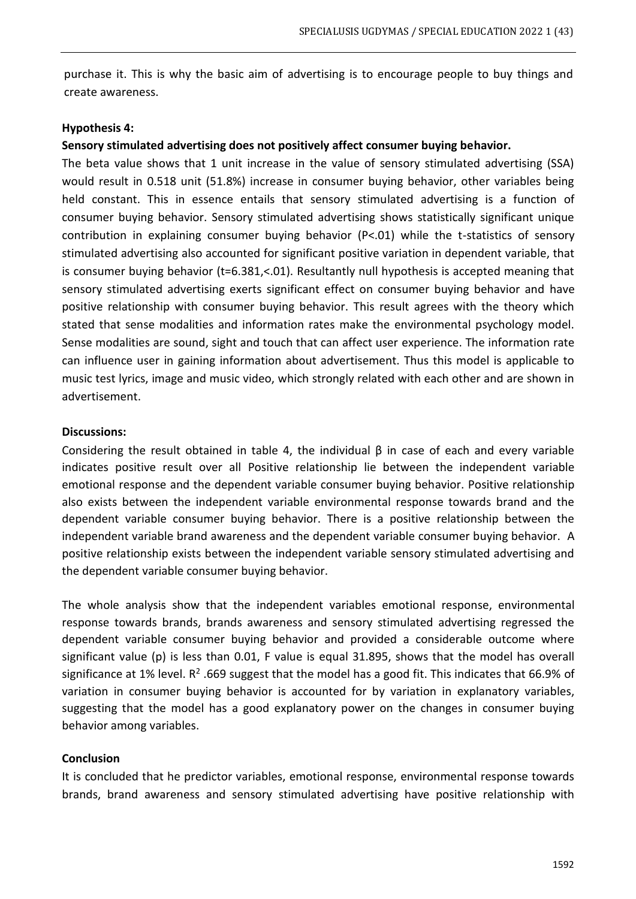purchase it. This is why the basic aim of advertising is to encourage people to buy things and create awareness.

**Hypothesis 4:**

**Sensory stimulated advertising does not positively affect consumer buying behavior.**

The beta value shows that 1 unit increase in the value of sensory stimulated advertising (SSA) would result in 0.518 unit (51.8%) increase in consumer buying behavior, other variables being held constant. This in essence entails that sensory stimulated advertising is a function of consumer buying behavior. Sensory stimulated advertising shows statistically significant unique contribution in explaining consumer buying behavior ($P<.01$) while the t-statistics of sensory stimulated advertising also accounted for significant positive variation in dependent variable, that is consumer buying behavior ($t=6.381,<.01$). Resultantly null hypothesis is accepted meaning that sensory stimulated advertising exerts significant effect on consumer buying behavior and have positive relationship with consumer buying behavior. This result agrees with the theory which stated that sense modalities and information rates make the environmental psychology model. Sense modalities are sound, sight and touch that can affect user experience. The information rate can influence user in gaining information about advertisement. Thus this model is applicable to music test lyrics, image and music video, which strongly related with each other and are shown in advertisement.

**Discussions:**

Considering the result obtained in table 4, the individual β in case of each and every variable indicates positive result over all Positive relationship lie between the independent variable emotional response and the dependent variable consumer buying behavior. Positive relationship also exists between the independent variable environmental response towards brand and the dependent variable consumer buying behavior. There is a positive relationship between the independent variable brand awareness and the dependent variable consumer buying behavior. A positive relationship exists between the independent variable sensory stimulated advertising and the dependent variable consumer buying behavior.

The whole analysis show that the independent variables emotional response, environmental response towards brands, brands awareness and sensory stimulated advertising regressed the dependent variable consumer buying behavior and provided a considerable outcome where significant value (p) is less than 0.01, F value is equal 31.895, shows that the model has overall significance at 1% level. $R^2$ .669 suggest that the model has a good fit. This indicates that 66.9% of variation in consumer buying behavior is accounted for by variation in explanatory variables, suggesting that the model has a good explanatory power on the changes in consumer buying behavior among variables.

**Conclusion**

It is concluded that he predictor variables, emotional response, environmental response towards brands, brand awareness and sensory stimulated advertising have positive relationship with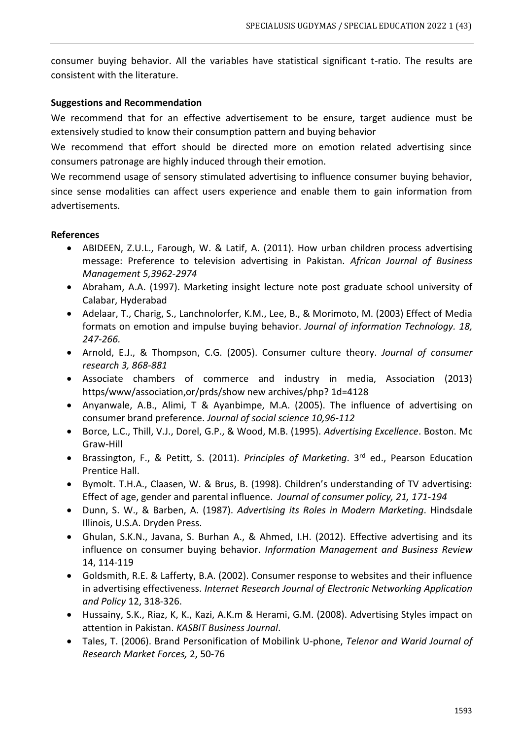consumer buying behavior. All the variables have statistical significant t-ratio. The results are consistent with the literature.

## Suggestions and Recommendation

We recommend that for an effective advertisement to be ensure, target audience must be extensively studied to know their consumption pattern and buying behavior

We recommend that effort should be directed more on emotion related advertising since consumers patronage are highly induced through their emotion.

We recommend usage of sensory stimulated advertising to influence consumer buying behavior, since sense modalities can affect users experience and enable them to gain information from advertisements.

## References

- ABIDEEN, Z.U.L., Farough, W. & Latif, A. (2011). How urban children process advertising message: Preference to television advertising in Pakistan. *African Journal of Business Management 5,3962-2974*
- Abraham, A.A. (1997). Marketing insight lecture note post graduate school university of Calabar, Hyderabad
- Adelaar, T., Charig, S., Lanchnolorfer, K.M., Lee, B., & Morimoto, M. (2003) Effect of Media formats on emotion and impulse buying behavior. *Journal of information Technology. 18, 247-266.*
- Arnold, E.J., & Thompson, C.G. (2005). Consumer culture theory. *Journal of consumer research 3, 868-881*
- Associate chambers of commerce and industry in media, Association (2013) https/www/association,or/prds/show new archives/php? 1d=4128
- Anyanwale, A.B., Alimi, T & Ayanbimpe, M.A. (2005). The influence of advertising on consumer brand preference. *Journal of social science 10,96-112*
- Borce, L.C., Thill, V.J., Dorel, G.P., & Wood, M.B. (1995). *Advertising Excellence*. Boston. Mc Graw-Hill
- Brassington, F., & Petitt, S. (2011). *Principles of Marketing*. 3rd ed., Pearson Education Prentice Hall.
- Bymolt. T.H.A., Claasen, W. & Brus, B. (1998). Children's understanding of TV advertising: Effect of age, gender and parental influence. *Journal of consumer policy, 21, 171-194*
- Dunn, S. W., & Barben, A. (1987). *Advertising its Roles in Modern Marketing*. Hindsdale Illinois, U.S.A. Dryden Press.
- Ghulan, S.K.N., Javana, S. Burhan A., & Ahmed, I.H. (2012). Effective advertising and its influence on consumer buying behavior. *Information Management and Business Review* 14, 114-119
- Goldsmith, R.E. & Lafferty, B.A. (2002). Consumer response to websites and their influence in advertising effectiveness. *Internet Research Journal of Electronic Networking Application and Policy* 12, 318-326.
- Hussainy, S.K., Riaz, K, K., Kazi, A.K.m & Herami, G.M. (2008). Advertising Styles impact on attention in Pakistan. *KASBIT Business Journal*.
- Tales, T. (2006). Brand Personification of Mobilink U-phone, *Telenor and Warid Journal of Research Market Forces,* 2, 50-76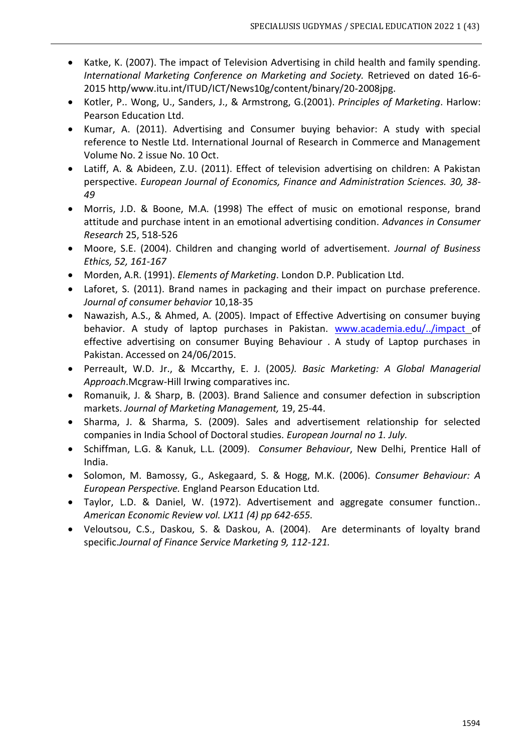- Katke, K. (2007). The impact of Television Advertising in child health and family spending. *International Marketing Conference on Marketing and Society.* Retrieved on dated 16-6-2015 http/www.itu.int/ITUD/ICT/News10g/content/binary/20-2008jpg.
- Kotler, P.. Wong, U., Sanders, J., & Armstrong, G.(2001). *Principles of Marketing*. Harlow: Pearson Education Ltd.
- Kumar, A. (2011). Advertising and Consumer buying behavior: A study with special reference to Nestle Ltd. International Journal of Research in Commerce and Management Volume No. 2 issue No. 10 Oct.
- Latiff, A. & Abideen, Z.U. (2011). Effect of television advertising on children: A Pakistan perspective. *European Journal of Economics, Finance and Administration Sciences. 30, 38-49*
- Morris, J.D. & Boone, M.A. (1998) The effect of music on emotional response, brand attitude and purchase intent in an emotional advertising condition. *Advances in Consumer Research* 25, 518-526
- Moore, S.E. (2004). Children and changing world of advertisement. *Journal of Business Ethics, 52, 161-167*
- Morden, A.R. (1991). *Elements of Marketing*. London D.P. Publication Ltd.
- Laforet, S. (2011). Brand names in packaging and their impact on purchase preference. *Journal of consumer behavior* 10,18-35
- Nawazish, A.S., & Ahmed, A. (2005). Impact of Effective Advertising on consumer buying behavior. A study of laptop purchases in Pakistan. www.academia.edu/../impact of effective advertising on consumer Buying Behaviour . A study of Laptop purchases in Pakistan. Accessed on 24/06/2015.
- Perreault, W.D. Jr., & Mccarthy, E. J. (2005*). Basic Marketing: A Global Managerial Approach*.Mcgraw-Hill Irwing comparatives inc.
- Romanuik, J. & Sharp, B. (2003). Brand Salience and consumer defection in subscription markets. *Journal of Marketing Management,* 19, 25-44.
- Sharma, J. & Sharma, S. (2009). Sales and advertisement relationship for selected companies in India School of Doctoral studies. *European Journal no 1. July.*
- Schiffman, L.G. & Kanuk, L.L. (2009). *Consumer Behaviour*, New Delhi, Prentice Hall of India.
- Solomon, M. Bamossy, G., Askegaard, S. & Hogg, M.K. (2006). *Consumer Behaviour: A European Perspective.* England Pearson Education Ltd*.*
- Taylor, L.D. & Daniel, W. (1972). Advertisement and aggregate consumer function.. *American Economic Review vol. LX11 (4) pp 642-655.*
- Veloutsou, C.S., Daskou, S. & Daskou, A. (2004). Are determinants of loyalty brand specific.*Journal of Finance Service Marketing 9, 112-121.*